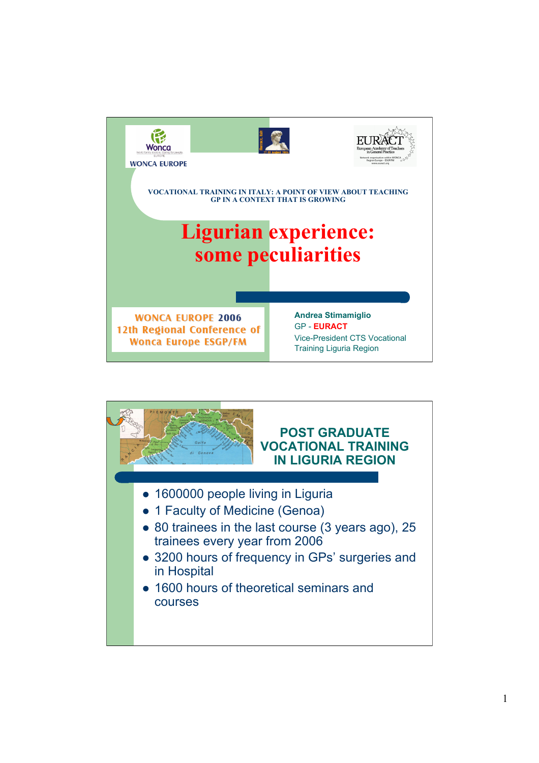WONCA EUROPE

EURACT European Academy of Teachers in General Practice

VOCATIONAL TRAINING IN ITALY: A POINT OF VIEW ABOUT TEACHING GP IN A CONTEXT THAT IS GROWING

# Ligurian experience: some peculiarities

WONCA EUROPE 2006
12th Regional Conference of Wonca Europe ESGP/FM

**Andrea Stimamiglio**
GP - **EURACT**
Vice-President CTS Vocational Training Liguria Region

## POST GRADUATE VOCATIONAL TRAINING IN LIGURIA REGION

- 1600000 people living in Liguria
- 1 Faculty of Medicine (Genoa)
- 80 trainees in the last course (3 years ago), 25 trainees every year from 2006
- 3200 hours of frequency in GPs' surgeries and in Hospital
- 1600 hours of theoretical seminars and courses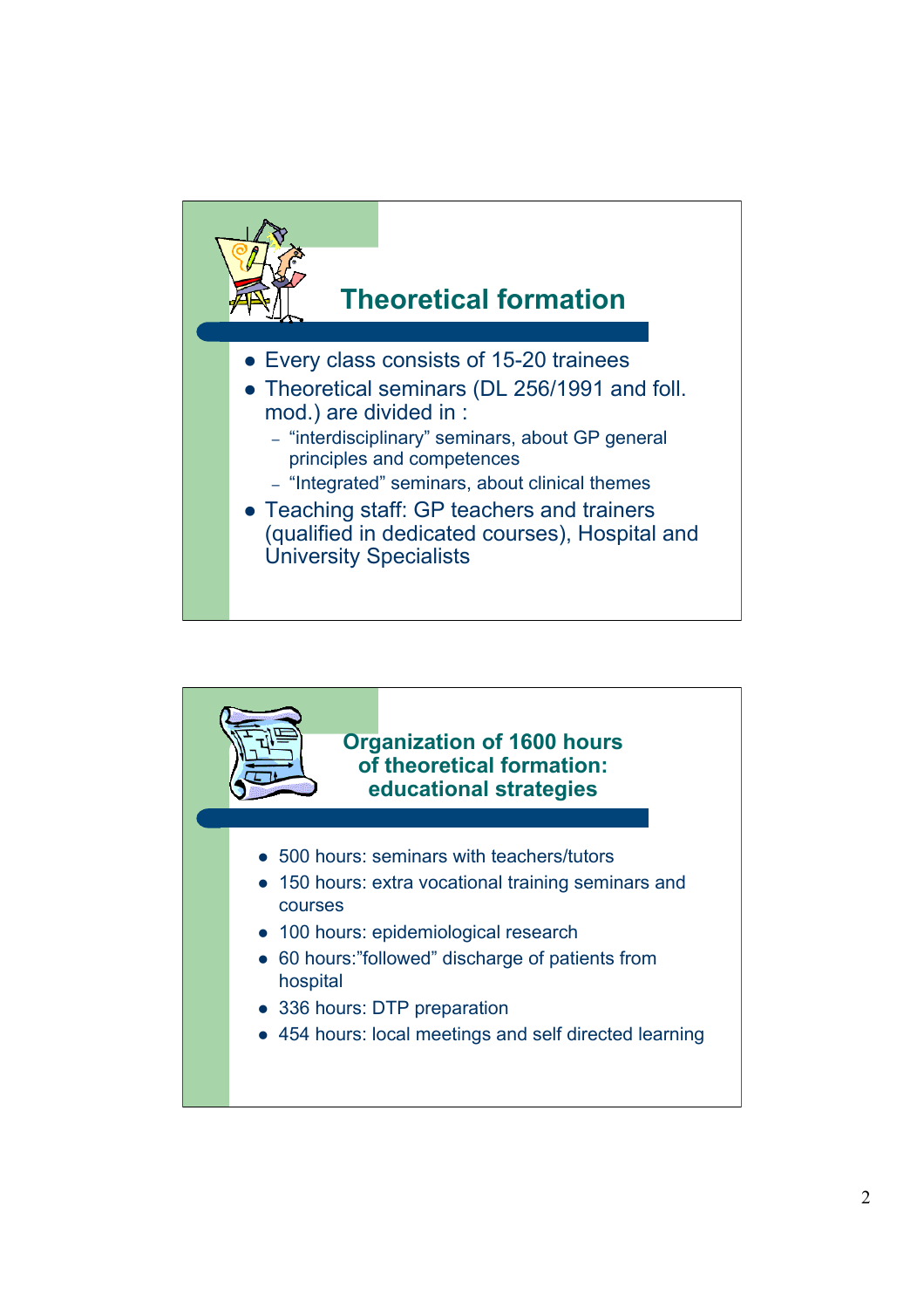## Theoretical formation

- Every class consists of 15-20 trainees
- Theoretical seminars (DL 256/1991 and foll. mod.) are divided in :
  - "interdisciplinary" seminars, about GP general principles and competences
  - "Integrated" seminars, about clinical themes
- Teaching staff: GP teachers and trainers (qualified in dedicated courses), Hospital and University Specialists

## Organization of 1600 hours of theoretical formation: educational strategies

- 500 hours: seminars with teachers/tutors
- 150 hours: extra vocational training seminars and courses
- 100 hours: epidemiological research
- 60 hours:"followed" discharge of patients from hospital
- 336 hours: DTP preparation
- 454 hours: local meetings and self directed learning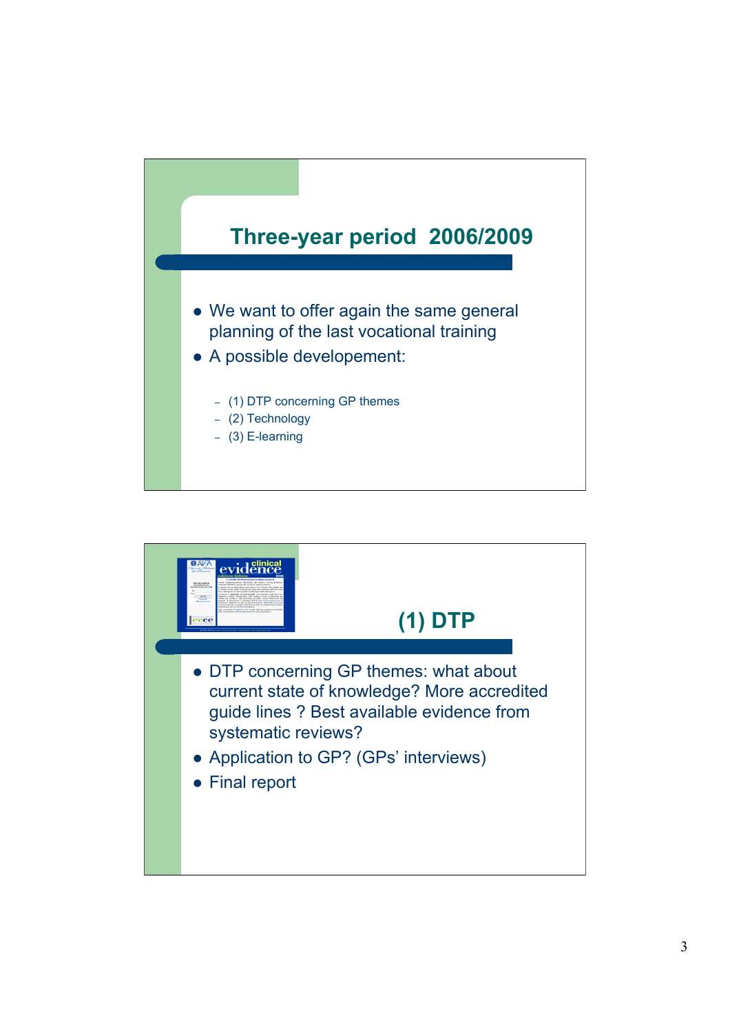## Three-year period 2006/2009

- We want to offer again the same general planning of the last vocational training
- A possible developement:
  - (1) DTP concerning GP themes
  - (2) Technology
  - (3) E-learning

## (1) DTP

- DTP concerning GP themes: what about current state of knowledge? More accredited guide lines ? Best available evidence from systematic reviews?
- Application to GP? (GPs' interviews)
- Final report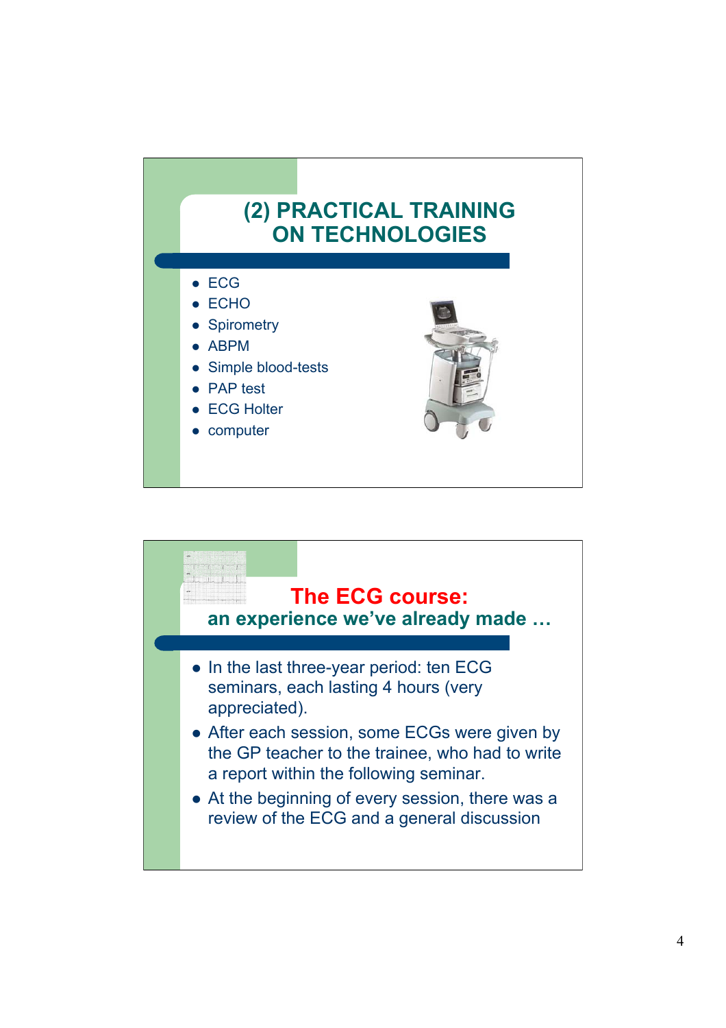## (2) PRACTICAL TRAINING ON TECHNOLOGIES

- ECG
- ECHO
- Spirometry
- ABPM
- Simple blood-tests
- PAP test
- ECG Holter
- computer

## The ECG course:
### an experience we've already made …

- In the last three-year period: ten ECG seminars, each lasting 4 hours (very appreciated).
- After each session, some ECGs were given by the GP teacher to the trainee, who had to write a report within the following seminar.
- At the beginning of every session, there was a review of the ECG and a general discussion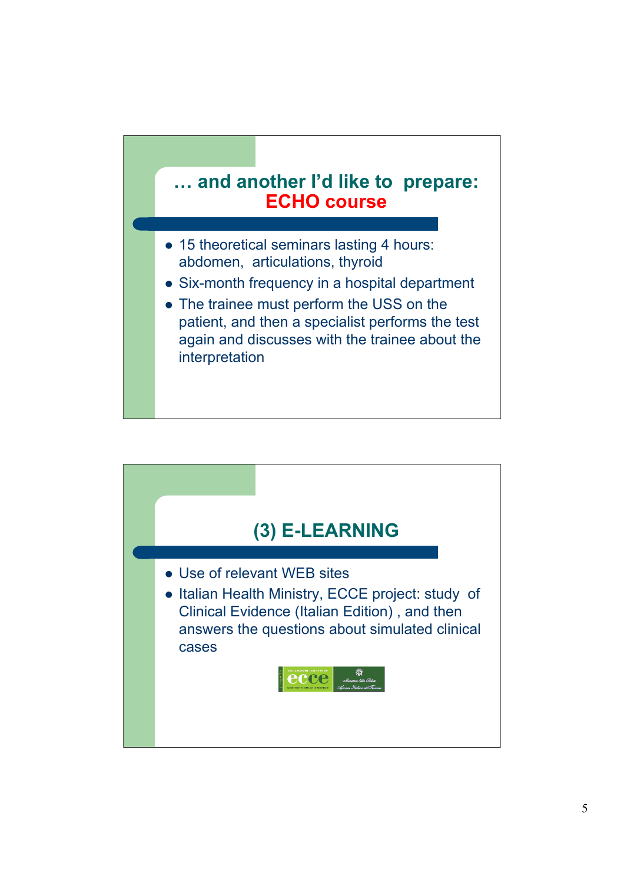## … and another I'd like to prepare: ECHO course

- 15 theoretical seminars lasting 4 hours: abdomen, articulations, thyroid
- Six-month frequency in a hospital department
- The trainee must perform the USS on the patient, and then a specialist performs the test again and discusses with the trainee about the interpretation

## (3) E-LEARNING

- Use of relevant WEB sites
- Italian Health Ministry, ECCE project: study of Clinical Evidence (Italian Edition) , and then answers the questions about simulated clinical cases